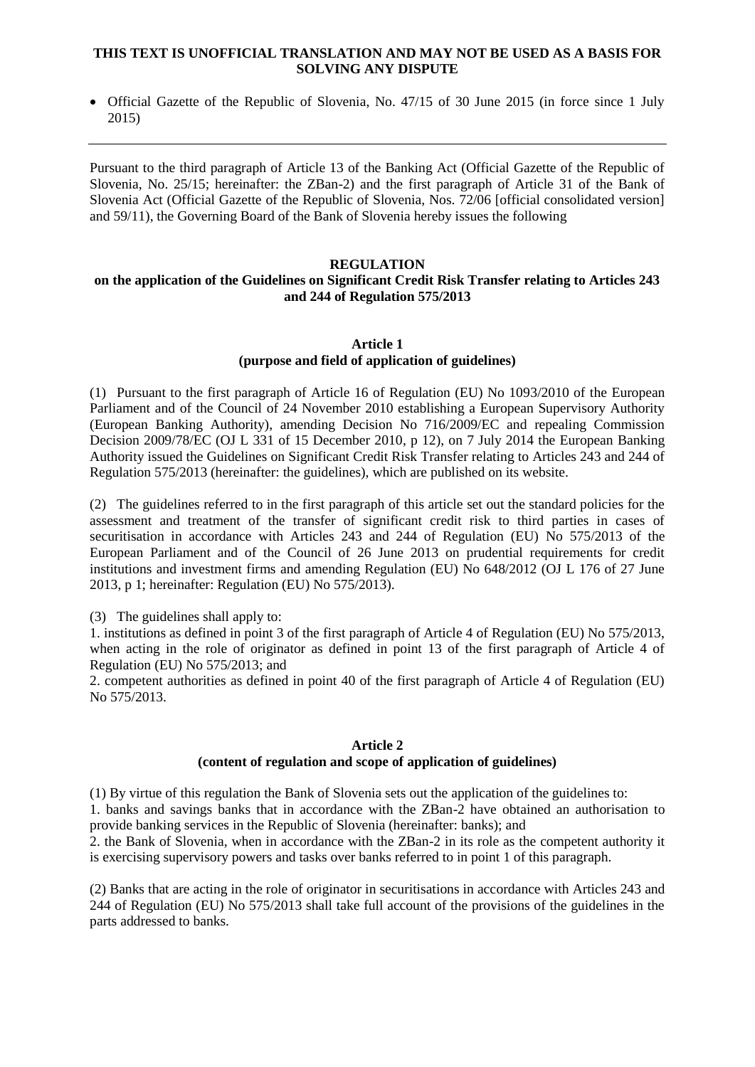**THIS TEXT IS UNOFFICIAL TRANSLATION AND MAY NOT BE USED AS A BASIS FOR SOLVING ANY DISPUTE**

- Official Gazette of the Republic of Slovenia, No. 47/15 of 30 June 2015 (in force since 1 July 2015)

---

Pursuant to the third paragraph of Article 13 of the Banking Act (Official Gazette of the Republic of Slovenia, No. 25/15; hereinafter: the ZBan-2) and the first paragraph of Article 31 of the Bank of Slovenia Act (Official Gazette of the Republic of Slovenia, Nos. 72/06 [official consolidated version] and 59/11), the Governing Board of the Bank of Slovenia hereby issues the following

# REGULATION
## on the application of the Guidelines on Significant Credit Risk Transfer relating to Articles 243 and 244 of Regulation 575/2013

### Article 1
### (purpose and field of application of guidelines)

(1) Pursuant to the first paragraph of Article 16 of Regulation (EU) No 1093/2010 of the European Parliament and of the Council of 24 November 2010 establishing a European Supervisory Authority (European Banking Authority), amending Decision No 716/2009/EC and repealing Commission Decision 2009/78/EC (OJ L 331 of 15 December 2010, p 12), on 7 July 2014 the European Banking Authority issued the Guidelines on Significant Credit Risk Transfer relating to Articles 243 and 244 of Regulation 575/2013 (hereinafter: the guidelines), which are published on its website.

(2) The guidelines referred to in the first paragraph of this article set out the standard policies for the assessment and treatment of the transfer of significant credit risk to third parties in cases of securitisation in accordance with Articles 243 and 244 of Regulation (EU) No 575/2013 of the European Parliament and of the Council of 26 June 2013 on prudential requirements for credit institutions and investment firms and amending Regulation (EU) No 648/2012 (OJ L 176 of 27 June 2013, p 1; hereinafter: Regulation (EU) No 575/2013).

(3) The guidelines shall apply to:
1. institutions as defined in point 3 of the first paragraph of Article 4 of Regulation (EU) No 575/2013, when acting in the role of originator as defined in point 13 of the first paragraph of Article 4 of Regulation (EU) No 575/2013; and
2. competent authorities as defined in point 40 of the first paragraph of Article 4 of Regulation (EU) No 575/2013.

### Article 2
### (content of regulation and scope of application of guidelines)

(1) By virtue of this regulation the Bank of Slovenia sets out the application of the guidelines to:
1. banks and savings banks that in accordance with the ZBan-2 have obtained an authorisation to provide banking services in the Republic of Slovenia (hereinafter: banks); and
2. the Bank of Slovenia, when in accordance with the ZBan-2 in its role as the competent authority it is exercising supervisory powers and tasks over banks referred to in point 1 of this paragraph.

(2) Banks that are acting in the role of originator in securitisations in accordance with Articles 243 and 244 of Regulation (EU) No 575/2013 shall take full account of the provisions of the guidelines in the parts addressed to banks.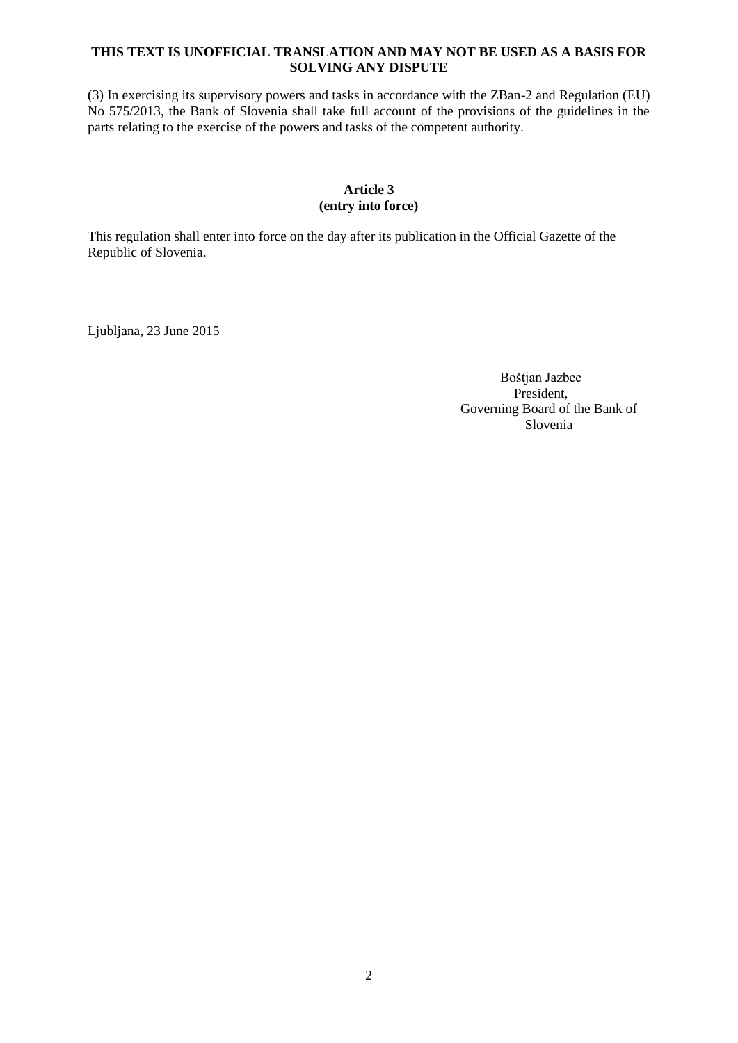**THIS TEXT IS UNOFFICIAL TRANSLATION AND MAY NOT BE USED AS A BASIS FOR SOLVING ANY DISPUTE**

(3) In exercising its supervisory powers and tasks in accordance with the ZBan-2 and Regulation (EU) No 575/2013, the Bank of Slovenia shall take full account of the provisions of the guidelines in the parts relating to the exercise of the powers and tasks of the competent authority.

### Article 3
### (entry into force)

This regulation shall enter into force on the day after its publication in the Official Gazette of the Republic of Slovenia.

Ljubljana, 23 June 2015

Boštjan Jazbec
President,
Governing Board of the Bank of Slovenia